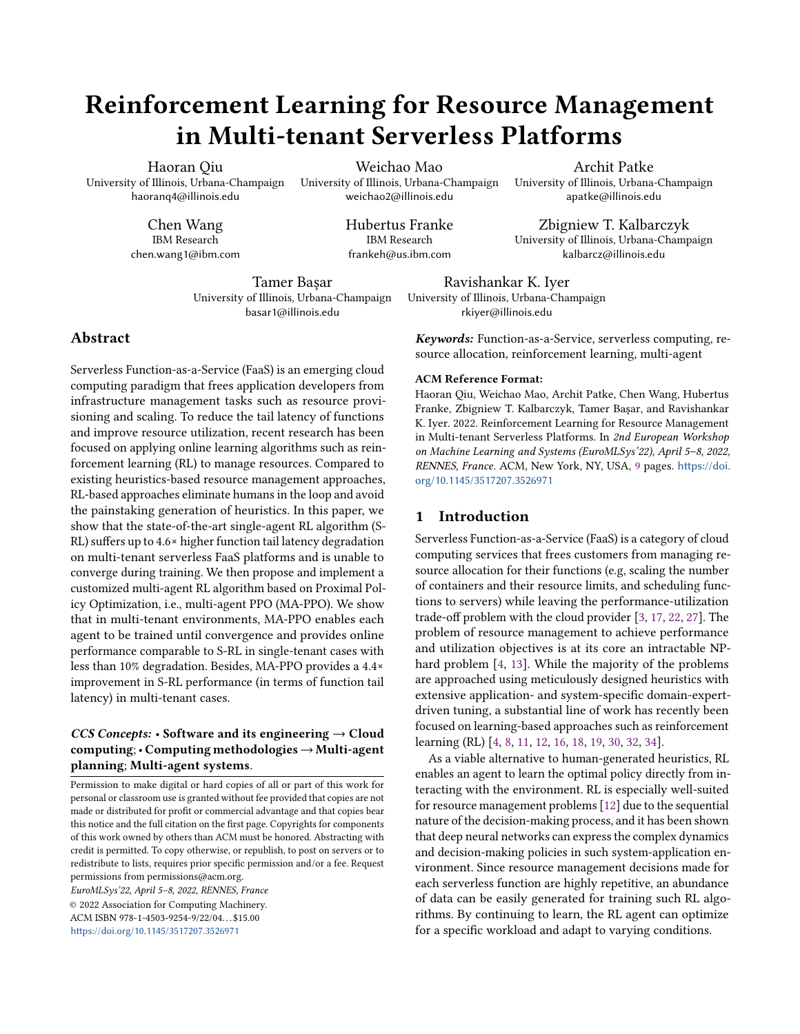# Reinforcement Learning for Resource Management in Multi-tenant Serverless Platforms

Haoran Qiu
University of Illinois, Urbana-Champaign
haoranq4@illinois.edu

Weichao Mao
University of Illinois, Urbana-Champaign
weichao2@illinois.edu

Archit Patke
University of Illinois, Urbana-Champaign
apatke@illinois.edu

Chen Wang
IBM Research
chen.wang1@ibm.com

Hubertus Franke
IBM Research
frankeh@us.ibm.com

Zbigniew T. Kalbarczyk
University of Illinois, Urbana-Champaign
kalbarcz@illinois.edu

Tamer Başar
University of Illinois, Urbana-Champaign
basar1@illinois.edu

Ravishankar K. Iyer
University of Illinois, Urbana-Champaign
rkiyer@illinois.edu

## Abstract

Serverless Function-as-a-Service (FaaS) is an emerging cloud computing paradigm that frees application developers from infrastructure management tasks such as resource provisioning and scaling. To reduce the tail latency of functions and improve resource utilization, recent research has been focused on applying online learning algorithms such as reinforcement learning (RL) to manage resources. Compared to existing heuristics-based resource management approaches, RL-based approaches eliminate humans in the loop and avoid the painstaking generation of heuristics. In this paper, we show that the state-of-the-art single-agent RL algorithm (S-RL) suffers up to 4.6× higher function tail latency degradation on multi-tenant serverless FaaS platforms and is unable to converge during training. We then propose and implement a customized multi-agent RL algorithm based on Proximal Policy Optimization, i.e., multi-agent PPO (MA-PPO). We show that in multi-tenant environments, MA-PPO enables each agent to be trained until convergence and provides online performance comparable to S-RL in single-tenant cases with less than 10% degradation. Besides, MA-PPO provides a 4.4× improvement in S-RL performance (in terms of function tail latency) in multi-tenant cases.

***CCS Concepts:*** • **Software and its engineering** → **Cloud computing**; • **Computing methodologies** → **Multi-agent planning**; **Multi-agent systems**.

***Keywords:*** Function-as-a-Service, serverless computing, resource allocation, reinforcement learning, multi-agent

**ACM Reference Format:**
Haoran Qiu, Weichao Mao, Archit Patke, Chen Wang, Hubertus Franke, Zbigniew T. Kalbarczyk, Tamer Başar, and Ravishankar K. Iyer. 2022. Reinforcement Learning for Resource Management in Multi-tenant Serverless Platforms. In *2nd European Workshop on Machine Learning and Systems (EuroMLSys'22), April 5–8, 2022, RENNES, France.* ACM, New York, NY, USA, 9 pages. https://doi.org/10.1145/3517207.3526971

Permission to make digital or hard copies of all or part of this work for personal or classroom use is granted without fee provided that copies are not made or distributed for profit or commercial advantage and that copies bear this notice and the full citation on the first page. Copyrights for components of this work owned by others than ACM must be honored. Abstracting with credit is permitted. To copy otherwise, or republish, to post on servers or to redistribute to lists, requires prior specific permission and/or a fee. Request permissions from permissions@acm.org.
*EuroMLSys'22, April 5–8, 2022, RENNES, France*
© 2022 Association for Computing Machinery.
ACM ISBN 978-1-4503-9254-9/22/04...$15.00
https://doi.org/10.1145/3517207.3526971

## 1 Introduction

Serverless Function-as-a-Service (FaaS) is a category of cloud computing services that frees customers from managing resource allocation for their functions (e.g, scaling the number of containers and their resource limits, and scheduling functions to servers) while leaving the performance-utilization trade-off problem with the cloud provider [3, 17, 22, 27]. The problem of resource management to achieve performance and utilization objectives is at its core an intractable NP-hard problem [4, 13]. While the majority of the problems are approached using meticulously designed heuristics with extensive application- and system-specific domain-expert-driven tuning, a substantial line of work has recently been focused on learning-based approaches such as reinforcement learning (RL) [4, 8, 11, 12, 16, 18, 19, 30, 32, 34].

As a viable alternative to human-generated heuristics, RL enables an agent to learn the optimal policy directly from interacting with the environment. RL is especially well-suited for resource management problems [12] due to the sequential nature of the decision-making process, and it has been shown that deep neural networks can express the complex dynamics and decision-making policies in such system-application environment. Since resource management decisions made for each serverless function are highly repetitive, an abundance of data can be easily generated for training such RL algorithms. By continuing to learn, the RL agent can optimize for a specific workload and adapt to varying conditions.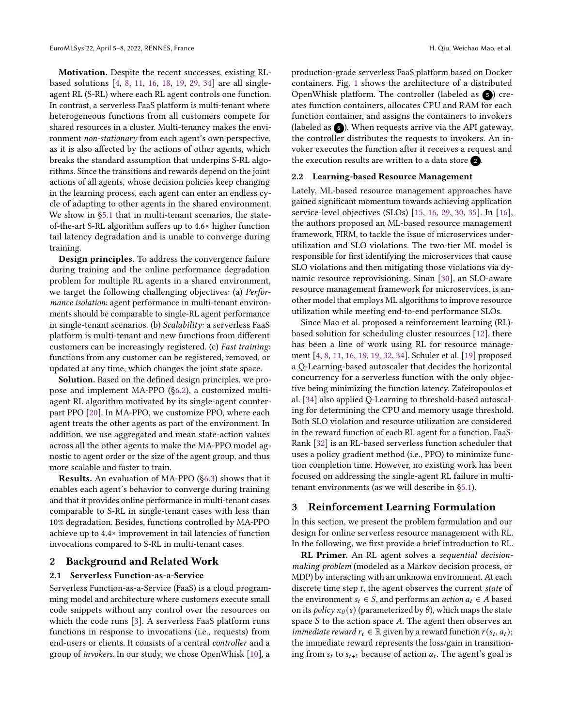**Motivation.** Despite the recent successes, existing RL-based solutions [4, 8, 11, 16, 18, 19, 29, 34] are all single-agent RL (S-RL) where each RL agent controls one function. In contrast, a serverless FaaS platform is multi-tenant where heterogeneous functions from all customers compete for shared resources in a cluster. Multi-tenancy makes the environment *non-stationary* from each agent's own perspective, as it is also affected by the actions of other agents, which breaks the standard assumption that underpins S-RL algorithms. Since the transitions and rewards depend on the joint actions of all agents, whose decision policies keep changing in the learning process, each agent can enter an endless cycle of adapting to other agents in the shared environment. We show in §5.1 that in multi-tenant scenarios, the state-of-the-art S-RL algorithm suffers up to 4.6× higher function tail latency degradation and is unable to converge during training.

**Design principles.** To address the convergence failure during training and the online performance degradation problem for multiple RL agents in a shared environment, we target the following challenging objectives: (a) *Performance isolation*: agent performance in multi-tenant environments should be comparable to single-RL agent performance in single-tenant scenarios. (b) *Scalability*: a serverless FaaS platform is multi-tenant and new functions from different customers can be increasingly registered. (c) *Fast training*: functions from any customer can be registered, removed, or updated at any time, which changes the joint state space.

**Solution.** Based on the defined design principles, we propose and implement MA-PPO (§6.2), a customized multi-agent RL algorithm motivated by its single-agent counterpart PPO [20]. In MA-PPO, we customize PPO, where each agent treats the other agents as part of the environment. In addition, we use aggregated and mean state-action values across all the other agents to make the MA-PPO model agnostic to agent order or the size of the agent group, and thus more scalable and faster to train.

**Results.** An evaluation of MA-PPO (§6.3) shows that it enables each agent's behavior to converge during training and that it provides online performance in multi-tenant cases comparable to S-RL in single-tenant cases with less than 10% degradation. Besides, functions controlled by MA-PPO achieve up to 4.4× improvement in tail latencies of function invocations compared to S-RL in multi-tenant cases.

## 2 Background and Related Work

### 2.1 Serverless Function-as-a-Service

Serverless Function-as-a-Service (FaaS) is a cloud programming model and architecture where customers execute small code snippets without any control over the resources on which the code runs [3]. A serverless FaaS platform runs functions in response to invocations (i.e., requests) from end-users or clients. It consists of a central *controller* and a group of *invokers*. In our study, we chose OpenWhisk [10], a production-grade serverless FaaS platform based on Docker containers. Fig. 1 shows the architecture of a distributed OpenWhisk platform. The controller (labeled as 5) creates function containers, allocates CPU and RAM for each function container, and assigns the containers to invokers (labeled as 6). When requests arrive via the API gateway, the controller distributes the requests to invokers. An invoker executes the function after it receives a request and the execution results are written to a data store 2.

### 2.2 Learning-based Resource Management

Lately, ML-based resource management approaches have gained significant momentum towards achieving application service-level objectives (SLOs) [15, 16, 29, 30, 35]. In [16], the authors proposed an ML-based resource management framework, FIRM, to tackle the issue of microservices under-utilization and SLO violations. The two-tier ML model is responsible for first identifying the microservices that cause SLO violations and then mitigating those violations via dynamic resource reprovisioning. Sinan [30], an SLO-aware resource management framework for microservices, is another model that employs ML algorithms to improve resource utilization while meeting end-to-end performance SLOs.

Since Mao et al. proposed a reinforcement learning (RL)-based solution for scheduling cluster resources [12], there has been a line of work using RL for resource management [4, 8, 11, 16, 18, 19, 32, 34]. Schuler et al. [19] proposed a Q-Learning-based autoscaler that decides the horizontal concurrency for a serverless function with the only objective being minimizing the function latency. Zafeiropoulos et al. [34] also applied Q-Learning to threshold-based autoscaling for determining the CPU and memory usage threshold. Both SLO violation and resource utilization are considered in the reward function of each RL agent for a function. FaaSRank [32] is an RL-based serverless function scheduler that uses a policy gradient method (i.e., PPO) to minimize function completion time. However, no existing work has been focused on addressing the single-agent RL failure in multi-tenant environments (as we will describe in §5.1).

## 3 Reinforcement Learning Formulation

In this section, we present the problem formulation and our design for online serverless resource management with RL. In the following, we first provide a brief introduction to RL.

**RL Primer.** An RL agent solves a *sequential decision-making problem* (modeled as a Markov decision process, or MDP) by interacting with an unknown environment. At each discrete time step $t$, the agent observes the current *state* of the environment $s_t \in S$, and performs an *action* $a_t \in A$ based on its *policy* $\pi_\theta(s)$ (parameterized by $\theta$), which maps the state space $S$ to the action space $A$. The agent then observes an *immediate reward* $r_t \in \mathbb{R}$ given by a reward function $r(s_t, a_t)$; the immediate reward represents the loss/gain in transitioning from $s_t$ to $s_{t+1}$ because of action $a_t$. The agent's goal is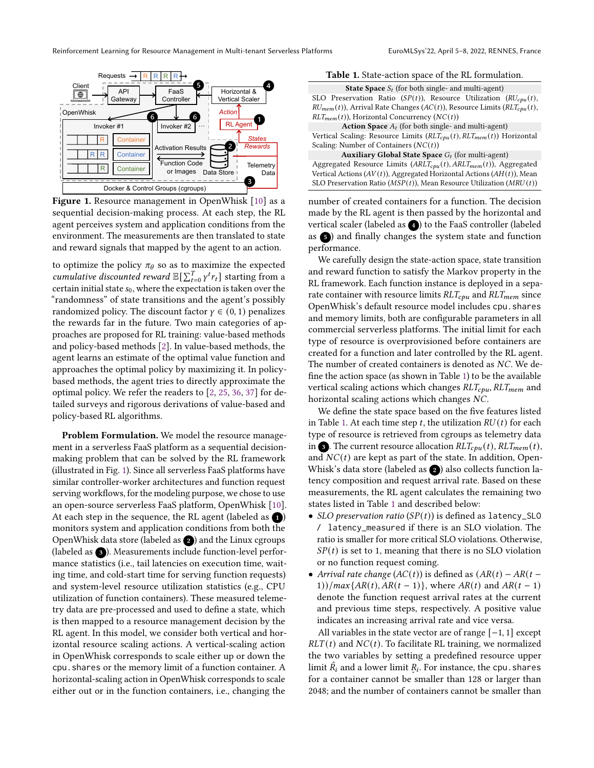Requests → R R R R →

Client

API Gateway

FaaS Controller

Horizontal & Vertical Scaler

OpenWhisk

Action

RL Agent

Invoker #1

Invoker #2 ...

States

Rewards

R Container

R R Container

R Container

Activation Results

Function Code or Images

Data Store

Telemetry Data

Docker & Control Groups (cgroups)

**Figure 1.** Resource management in OpenWhisk [10] as a sequential decision-making process. At each step, the RL agent perceives system and application conditions from the environment. The measurements are then translated to state and reward signals that mapped by the agent to an action.

to optimize the policy $\pi_\theta$ so as to maximize the expected *cumulative discounted reward* $\mathbb{E}[\sum_{t=0}^{T} \gamma^t r_t]$ starting from a certain initial state $s_0$, where the expectation is taken over the "randomness" of state transitions and the agent's possibly randomized policy. The discount factor $\gamma \in (0, 1)$ penalizes the rewards far in the future. Two main categories of approaches are proposed for RL training: value-based methods and policy-based methods [2]. In value-based methods, the agent learns an estimate of the optimal value function and approaches the optimal policy by maximizing it. In policy-based methods, the agent tries to directly approximate the optimal policy. We refer the readers to [2, 25, 36, 37] for detailed surveys and rigorous derivations of value-based and policy-based RL algorithms.

**Problem Formulation.** We model the resource management in a serverless FaaS platform as a sequential decision-making problem that can be solved by the RL framework (illustrated in Fig. 1). Since all serverless FaaS platforms have similar controller-worker architectures and function request serving workflows, for the modeling purpose, we chose to use an open-source serverless FaaS platform, OpenWhisk [10]. At each step in the sequence, the RL agent (labeled as ❶) monitors system and application conditions from both the OpenWhisk data store (labeled as ❷) and the Linux cgroups (labeled as ❸). Measurements include function-level performance statistics (i.e., tail latencies on execution time, waiting time, and cold-start time for serving function requests) and system-level resource utilization statistics (e.g., CPU utilization of function containers). These measured telemetry data are pre-processed and used to define a state, which is then mapped to a resource management decision by the RL agent. In this model, we consider both vertical and horizontal resource scaling actions. A vertical-scaling action in OpenWhisk corresponds to scale either up or down the `cpu.shares` or the memory limit of a function container. A horizontal-scaling action in OpenWhisk corresponds to scale either out or in the function containers, i.e., changing the

**Table 1.** State-action space of the RL formulation.

| |
|---|
| **State Space** $S_t$ (for both single- and multi-agent) |
| SLO Preservation Ratio ($SP(t)$), Resource Utilization ($RU_{cpu}(t)$, $RU_{mem}(t)$), Arrival Rate Changes ($AC(t)$), Resource Limits ($RLT_{cpu}(t)$, $RLT_{mem}(t)$), Horizontal Concurrency ($NC(t)$) |
| **Action Space** $A_t$ (for both single- and multi-agent) |
| Vertical Scaling: Resource Limits ($RLT_{cpu}(t), RLT_{mem}(t)$) Horizontal Scaling: Number of Containers ($NC(t)$) |
| **Auxiliary Global State Space** $G_t$ (for multi-agent) |
| Aggregated Resource Limits ($ARLT_{cpu}(t), ARLT_{mem}(t)$), Aggregated Vertical Actions ($AV(t)$), Aggregated Horizontal Actions ($AH(t)$), Mean SLO Preservation Ratio ($MSP(t)$), Mean Resource Utilization ($MRU(t)$) |

number of created containers for a function. The decision made by the RL agent is then passed by the horizontal and vertical scaler (labeled as ❹) to the FaaS controller (labeled as ❺) and finally changes the system state and function performance.

We carefully design the state-action space, state transition and reward function to satisfy the Markov property in the RL framework. Each function instance is deployed in a separate container with resource limits $RLT_{cpu}$ and $RLT_{mem}$ since OpenWhisk's default resource model includes `cpu.shares` and memory limits, both are configurable parameters in all commercial serverless platforms. The initial limit for each type of resource is overprovisioned before containers are created for a function and later controlled by the RL agent. The number of created containers is denoted as $NC$. We define the action space (as shown in Table 1) to be the available vertical scaling actions which changes $RLT_{cpu}$, $RLT_{mem}$ and horizontal scaling actions which changes $NC$.

We define the state space based on the five features listed in Table 1. At each time step $t$, the utilization $RU(t)$ for each type of resource is retrieved from cgroups as telemetry data in ❸. The current resource allocation $RLT_{cpu}(t)$, $RLT_{mem}(t)$, and $NC(t)$ are kept as part of the state. In addition, OpenWhisk's data store (labeled as ❷) also collects function latency composition and request arrival rate. Based on these measurements, the RL agent calculates the remaining two states listed in Table 1 and described below:

- *SLO preservation ratio* ($SP(t)$) is defined as `latency_SLO / latency_measured` if there is an SLO violation. The ratio is smaller for more critical SLO violations. Otherwise, $SP(t)$ is set to 1, meaning that there is no SLO violation or no function request coming.
- *Arrival rate change* ($AC(t)$) is defined as $(AR(t) - AR(t-1))/max\{AR(t), AR(t-1)\}$, where $AR(t)$ and $AR(t-1)$ denote the function request arrival rates at the current and previous time steps, respectively. A positive value indicates an increasing arrival rate and vice versa.

All variables in the state vector are of range $[-1, 1]$ except $RLT(t)$ and $NC(t)$. To facilitate RL training, we normalized the two variables by setting a predefined resource upper limit $\hat{R}_i$ and a lower limit $\check{R}_i$. For instance, the `cpu.shares` for a container cannot be smaller than 128 or larger than 2048; and the number of containers cannot be smaller than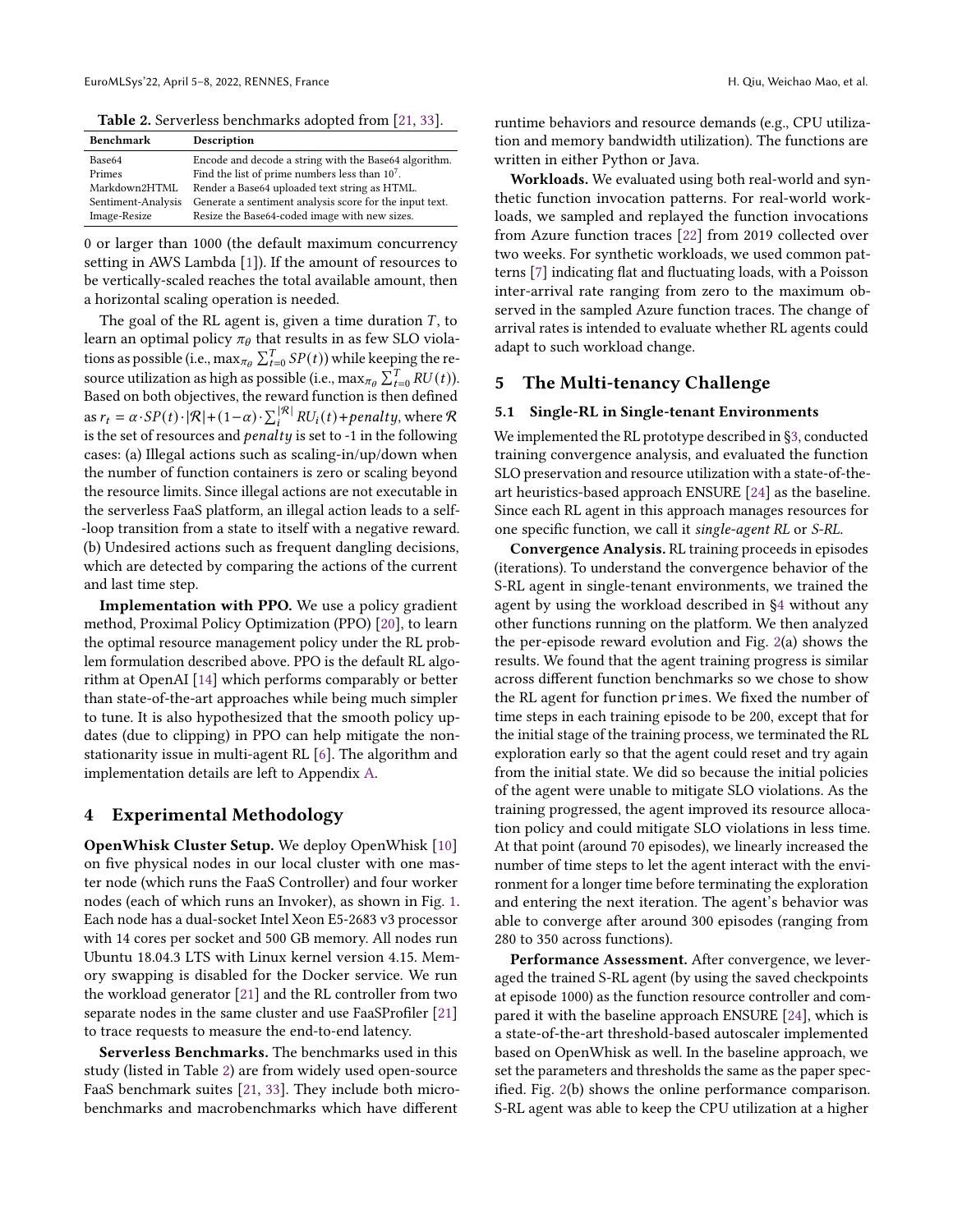**Table 2.** Serverless benchmarks adopted from [21, 33].

| Benchmark | Description |
|---|---|
| Base64 | Encode and decode a string with the Base64 algorithm. |
| Primes | Find the list of prime numbers less than $10^7$. |
| Markdown2HTML | Render a Base64 uploaded text string as HTML. |
| Sentiment-Analysis | Generate a sentiment analysis score for the input text. |
| Image-Resize | Resize the Base64-coded image with new sizes. |

0 or larger than 1000 (the default maximum concurrency setting in AWS Lambda [1]). If the amount of resources to be vertically-scaled reaches the total available amount, then a horizontal scaling operation is needed.

The goal of the RL agent is, given a time duration $T$, to learn an optimal policy $\pi_\theta$ that results in as few SLO violations as possible (i.e., $\max_{\pi_\theta} \sum_{t=0}^{T} SP(t)$) while keeping the resource utilization as high as possible (i.e., $\max_{\pi_\theta} \sum_{t=0}^{T} RU(t)$). Based on both objectives, the reward function is then defined as $r_t = \alpha \cdot SP(t) \cdot |\mathcal{R}| + (1-\alpha) \cdot \sum_{i}^{|\mathcal{R}|} RU_i(t) + penalty$, where $\mathcal{R}$ is the set of resources and $penalty$ is set to -1 in the following cases: (a) Illegal actions such as scaling-in/up/down when the number of function containers is zero or scaling beyond the resource limits. Since illegal actions are not executable in the serverless FaaS platform, an illegal action leads to a self--loop transition from a state to itself with a negative reward. (b) Undesired actions such as frequent dangling decisions, which are detected by comparing the actions of the current and last time step.

**Implementation with PPO.** We use a policy gradient method, Proximal Policy Optimization (PPO) [20], to learn the optimal resource management policy under the RL problem formulation described above. PPO is the default RL algorithm at OpenAI [14] which performs comparably or better than state-of-the-art approaches while being much simpler to tune. It is also hypothesized that the smooth policy updates (due to clipping) in PPO can help mitigate the non-stationarity issue in multi-agent RL [6]. The algorithm and implementation details are left to Appendix A.

## 4 Experimental Methodology

**OpenWhisk Cluster Setup.** We deploy OpenWhisk [10] on five physical nodes in our local cluster with one master node (which runs the FaaS Controller) and four worker nodes (each of which runs an Invoker), as shown in Fig. 1. Each node has a dual-socket Intel Xeon E5-2683 v3 processor with 14 cores per socket and 500 GB memory. All nodes run Ubuntu 18.04.3 LTS with Linux kernel version 4.15. Memory swapping is disabled for the Docker service. We run the workload generator [21] and the RL controller from two separate nodes in the same cluster and use FaaSProfiler [21] to trace requests to measure the end-to-end latency.

**Serverless Benchmarks.** The benchmarks used in this study (listed in Table 2) are from widely used open-source FaaS benchmark suites [21, 33]. They include both microbenchmarks and macrobenchmarks which have different runtime behaviors and resource demands (e.g., CPU utilization and memory bandwidth utilization). The functions are written in either Python or Java.

**Workloads.** We evaluated using both real-world and synthetic function invocation patterns. For real-world workloads, we sampled and replayed the function invocations from Azure function traces [22] from 2019 collected over two weeks. For synthetic workloads, we used common patterns [7] indicating flat and fluctuating loads, with a Poisson inter-arrival rate ranging from zero to the maximum observed in the sampled Azure function traces. The change of arrival rates is intended to evaluate whether RL agents could adapt to such workload change.

## 5 The Multi-tenancy Challenge

### 5.1 Single-RL in Single-tenant Environments

We implemented the RL prototype described in §3, conducted training convergence analysis, and evaluated the function SLO preservation and resource utilization with a state-of-the-art heuristics-based approach ENSURE [24] as the baseline. Since each RL agent in this approach manages resources for one specific function, we call it *single-agent RL* or *S-RL*.

**Convergence Analysis.** RL training proceeds in episodes (iterations). To understand the convergence behavior of the S-RL agent in single-tenant environments, we trained the agent by using the workload described in §4 without any other functions running on the platform. We then analyzed the per-episode reward evolution and Fig. 2(a) shows the results. We found that the agent training progress is similar across different function benchmarks so we chose to show the RL agent for function `primes`. We fixed the number of time steps in each training episode to be 200, except that for the initial stage of the training process, we terminated the RL exploration early so that the agent could reset and try again from the initial state. We did so because the initial policies of the agent were unable to mitigate SLO violations. As the training progressed, the agent improved its resource allocation policy and could mitigate SLO violations in less time. At that point (around 70 episodes), we linearly increased the number of time steps to let the agent interact with the environment for a longer time before terminating the exploration and entering the next iteration. The agent's behavior was able to converge after around 300 episodes (ranging from 280 to 350 across functions).

**Performance Assessment.** After convergence, we leveraged the trained S-RL agent (by using the saved checkpoints at episode 1000) as the function resource controller and compared it with the baseline approach ENSURE [24], which is a state-of-the-art threshold-based autoscaler implemented based on OpenWhisk as well. In the baseline approach, we set the parameters and thresholds the same as the paper specified. Fig. 2(b) shows the online performance comparison. S-RL agent was able to keep the CPU utilization at a higher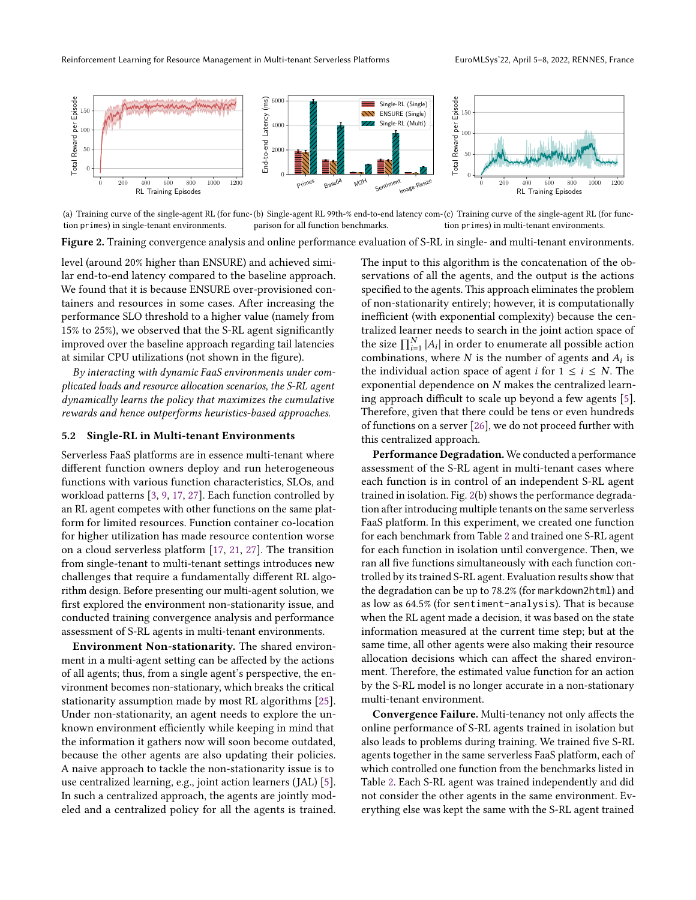(a) Training curve of the single-agent RL (for function primes) in single-tenant environments.

(b) Single-agent RL 99th-% end-to-end latency comparison for all function benchmarks.

(c) Training curve of the single-agent RL (for function primes) in multi-tenant environments.

**Figure 2.** Training convergence analysis and online performance evaluation of S-RL in single- and multi-tenant environments.

level (around 20% higher than ENSURE) and achieved similar end-to-end latency compared to the baseline approach. We found that it is because ENSURE over-provisioned containers and resources in some cases. After increasing the performance SLO threshold to a higher value (namely from 15% to 25%), we observed that the S-RL agent significantly improved over the baseline approach regarding tail latencies at similar CPU utilizations (not shown in the figure).

*By interacting with dynamic FaaS environments under complicated loads and resource allocation scenarios, the S-RL agent dynamically learns the policy that maximizes the cumulative rewards and hence outperforms heuristics-based approaches.*

### 5.2 Single-RL in Multi-tenant Environments

Serverless FaaS platforms are in essence multi-tenant where different function owners deploy and run heterogeneous functions with various function characteristics, SLOs, and workload patterns [3, 9, 17, 27]. Each function controlled by an RL agent competes with other functions on the same platform for limited resources. Function container co-location for higher utilization has made resource contention worse on a cloud serverless platform [17, 21, 27]. The transition from single-tenant to multi-tenant settings introduces new challenges that require a fundamentally different RL algorithm design. Before presenting our multi-agent solution, we first explored the environment non-stationarity issue, and conducted training convergence analysis and performance assessment of S-RL agents in multi-tenant environments.

**Environment Non-stationarity.** The shared environment in a multi-agent setting can be affected by the actions of all agents; thus, from a single agent's perspective, the environment becomes non-stationary, which breaks the critical stationarity assumption made by most RL algorithms [25]. Under non-stationarity, an agent needs to explore the unknown environment efficiently while keeping in mind that the information it gathers now will soon become outdated, because the other agents are also updating their policies. A naive approach to tackle the non-stationarity issue is to use centralized learning, e.g., joint action learners (JAL) [5]. In such a centralized approach, the agents are jointly modeled and a centralized policy for all the agents is trained. The input to this algorithm is the concatenation of the observations of all the agents, and the output is the actions specified to the agents. This approach eliminates the problem of non-stationarity entirely; however, it is computationally inefficient (with exponential complexity) because the centralized learner needs to search in the joint action space of the size $\prod_{i=1}^{N} |A_i|$ in order to enumerate all possible action combinations, where $N$ is the number of agents and $A_i$ is the individual action space of agent $i$ for $1 \leq i \leq N$. The exponential dependence on $N$ makes the centralized learning approach difficult to scale up beyond a few agents [5]. Therefore, given that there could be tens or even hundreds of functions on a server [26], we do not proceed further with this centralized approach.

**Performance Degradation.** We conducted a performance assessment of the S-RL agent in multi-tenant cases where each function is in control of an independent S-RL agent trained in isolation. Fig. 2(b) shows the performance degradation after introducing multiple tenants on the same serverless FaaS platform. In this experiment, we created one function for each benchmark from Table 2 and trained one S-RL agent for each function in isolation until convergence. Then, we ran all five functions simultaneously with each function controlled by its trained S-RL agent. Evaluation results show that the degradation can be up to 78.2% (for markdown2html) and as low as 64.5% (for sentiment-analysis). That is because when the RL agent made a decision, it was based on the state information measured at the current time step; but at the same time, all other agents were also making their resource allocation decisions which can affect the shared environment. Therefore, the estimated value function for an action by the S-RL model is no longer accurate in a non-stationary multi-tenant environment.

**Convergence Failure.** Multi-tenancy not only affects the online performance of S-RL agents trained in isolation but also leads to problems during training. We trained five S-RL agents together in the same serverless FaaS platform, each of which controlled one function from the benchmarks listed in Table 2. Each S-RL agent was trained independently and did not consider the other agents in the same environment. Everything else was kept the same with the S-RL agent trained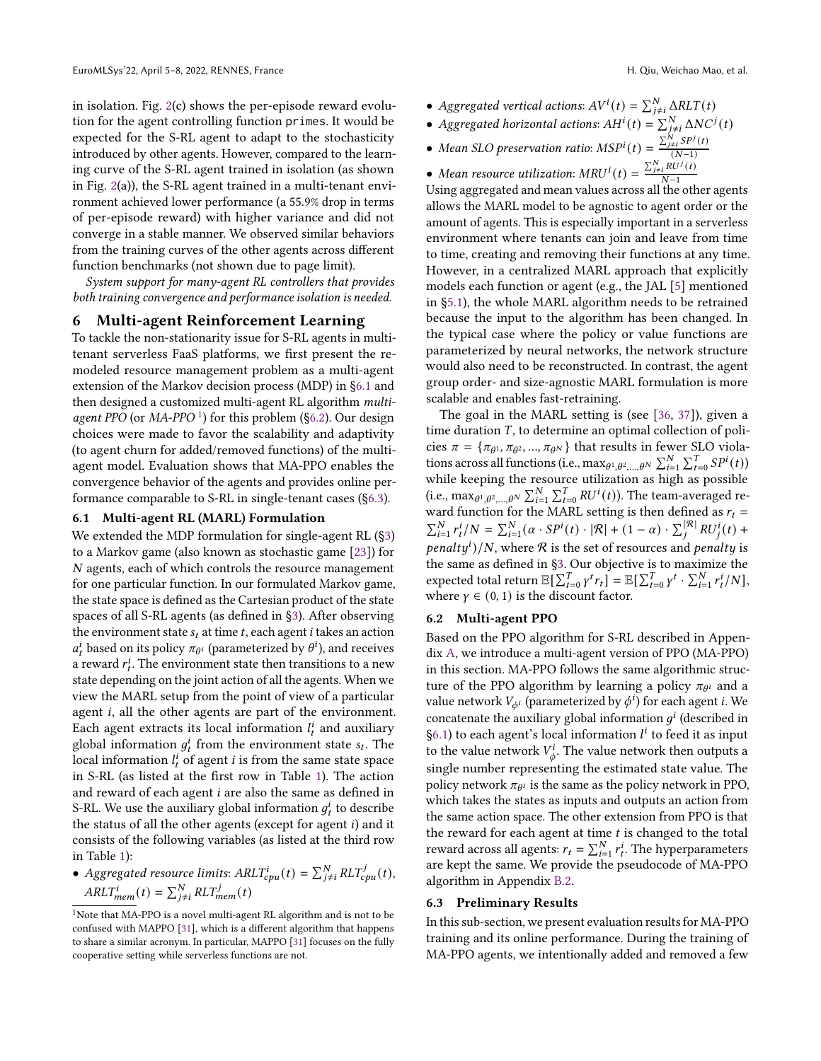in isolation. Fig. 2(c) shows the per-episode reward evolution for the agent controlling function primes. It would be expected for the S-RL agent to adapt to the stochasticity introduced by other agents. However, compared to the learning curve of the S-RL agent trained in isolation (as shown in Fig. 2(a)), the S-RL agent trained in a multi-tenant environment achieved lower performance (a 55.9% drop in terms of per-episode reward) with higher variance and did not converge in a stable manner. We observed similar behaviors from the training curves of the other agents across different function benchmarks (not shown due to page limit).

*System support for many-agent RL controllers that provides both training convergence and performance isolation is needed.*

## 6 Multi-agent Reinforcement Learning

To tackle the non-stationarity issue for S-RL agents in multi-tenant serverless FaaS platforms, we first present the remodeled resource management problem as a multi-agent extension of the Markov decision process (MDP) in §6.1 and then designed a customized multi-agent RL algorithm *multi-agent PPO* (or *MA-PPO* [1]) for this problem (§6.2). Our design choices were made to favor the scalability and adaptivity (to agent churn for added/removed functions) of the multi-agent model. Evaluation shows that MA-PPO enables the convergence behavior of the agents and provides online performance comparable to S-RL in single-tenant cases (§6.3).

### 6.1 Multi-agent RL (MARL) Formulation

We extended the MDP formulation for single-agent RL (§3) to a Markov game (also known as stochastic game [23]) for $N$ agents, each of which controls the resource management for one particular function. In our formulated Markov game, the state space is defined as the Cartesian product of the state spaces of all S-RL agents (as defined in §3). After observing the environment state $s_t$ at time $t$, each agent $i$ takes an action $a_t^i$ based on its policy $\pi_{\theta^i}$ (parameterized by $\theta^i$), and receives a reward $r_t^i$. The environment state then transitions to a new state depending on the joint action of all the agents. When we view the MARL setup from the point of view of a particular agent $i$, all the other agents are part of the environment. Each agent extracts its local information $l_t^i$ and auxiliary global information $g_t^i$ from the environment state $s_t$. The local information $l_t^i$ of agent $i$ is from the same state space in S-RL (as listed at the first row in Table 1). The action and reward of each agent $i$ are also the same as defined in S-RL. We use the auxiliary global information $g_t^i$ to describe the status of all the other agents (except for agent $i$) and it consists of the following variables (as listed at the third row in Table 1):

- *Aggregated resource limits*: $ARLT_{cpu}^i(t) = \sum_{j \neq i}^{N} RLT_{cpu}^j(t)$, $ARLT_{mem}^i(t) = \sum_{j \neq i}^{N} RLT_{mem}^j(t)$
- *Aggregated vertical actions*: $AV^i(t) = \sum_{j \neq i}^{N} \Delta RLT(t)$
- *Aggregated horizontal actions*: $AH^i(t) = \sum_{j \neq i}^{N} \Delta NC^j(t)$
- *Mean SLO preservation ratio*: $MSP^i(t) = \frac{\sum_{j \neq i}^{N} SP^j(t)}{(N-1)}$
- *Mean resource utilization*: $MRU^i(t) = \frac{\sum_{j \neq i}^{N} RU^j(t)}{N-1}$

Using aggregated and mean values across all the other agents allows the MARL model to be agnostic to agent order or the amount of agents. This is especially important in a serverless environment where tenants can join and leave from time to time, creating and removing their functions at any time. However, in a centralized MARL approach that explicitly models each function or agent (e.g., the JAL [5] mentioned in §5.1), the whole MARL algorithm needs to be retrained because the input to the algorithm has been changed. In the typical case where the policy or value functions are parameterized by neural networks, the network structure would also need to be reconstructed. In contrast, the agent group order- and size-agnostic MARL formulation is more scalable and enables fast-retraining.

The goal in the MARL setting is (see [36, 37]), given a time duration $T$, to determine an optimal collection of policies $\pi = \{\pi_{\theta^1}, \pi_{\theta^2}, ..., \pi_{\theta^N}\}$ that results in fewer SLO violations across all functions (i.e., $\max_{\theta^1, \theta^2, ..., \theta^N} \sum_{i=1}^{N} \sum_{t=0}^{T} SP^i(t)$) while keeping the resource utilization as high as possible (i.e., $\max_{\theta^1, \theta^2, ..., \theta^N} \sum_{i=1}^{N} \sum_{t=0}^{T} RU^i(t)$). The team-averaged reward function for the MARL setting is then defined as $r_t = \sum_{i=1}^{N} r_t^i / N = \sum_{i=1}^{N} (\alpha \cdot SP^i(t) \cdot |\mathcal{R}| + (1-\alpha) \cdot \sum_{j}^{|\mathcal{R}|} RU_j^i(t) + penalty^i)/N$, where $\mathcal{R}$ is the set of resources and *penalty* is the same as defined in §3. Our objective is to maximize the expected total return $\mathbb{E}[\sum_{t=0}^{T} \gamma^t r_t] = \mathbb{E}[\sum_{t=0}^{T} \gamma^t \cdot \sum_{i=1}^{N} r_t^i / N]$, where $\gamma \in (0, 1)$ is the discount factor.

### 6.2 Multi-agent PPO

Based on the PPO algorithm for S-RL described in Appendix A, we introduce a multi-agent version of PPO (MA-PPO) in this section. MA-PPO follows the same algorithmic structure of the PPO algorithm by learning a policy $\pi_{\theta^i}$ and a value network $V_{\phi^i}$ (parameterized by $\phi^i$) for each agent $i$. We concatenate the auxiliary global information $g^i$ (described in §6.1) to each agent's local information $l^i$ to feed it as input to the value network $V_{\phi}^i$. The value network then outputs a single number representing the estimated state value. The policy network $\pi_{\theta^i}$ is the same as the policy network in PPO, which takes the states as inputs and outputs an action from the same action space. The other extension from PPO is that the reward for each agent at time $t$ is changed to the total reward across all agents: $r_t = \sum_{i=1}^{N} r_t^i$. The hyperparameters are kept the same. We provide the pseudocode of MA-PPO algorithm in Appendix B.2.

### 6.3 Preliminary Results

In this sub-section, we present evaluation results for MA-PPO training and its online performance. During the training of MA-PPO agents, we intentionally added and removed a few

[1] Note that MA-PPO is a novel multi-agent RL algorithm and is not to be confused with MAPPO [31], which is a different algorithm that happens to share a similar acronym. In particular, MAPPO [31] focuses on the fully cooperative setting while serverless functions are not.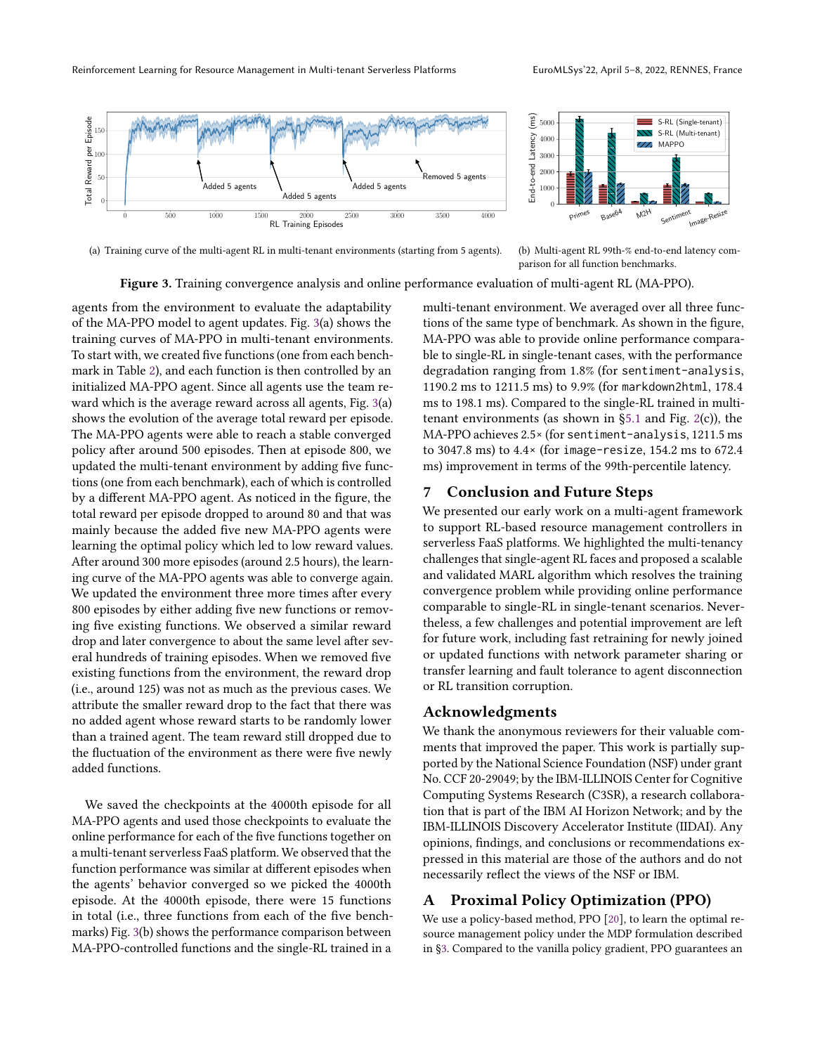Total Reward per Episode

150

100

50

0

0 500 1000 1500 2000 2500 3000 3500 4000

RL Training Episodes

Added 5 agents

Added 5 agents

Added 5 agents

Removed 5 agents

(a) Training curve of the multi-agent RL in multi-tenant environments (starting from 5 agents).

End-to-end Latency (ms)

5000

4000

3000

2000

1000

0

S-RL (Single-tenant)

S-RL (Multi-tenant)

MAPPO

Primes Base64 M2H Sentiment Image-Resize

(b) Multi-agent RL 99th-% end-to-end latency comparison for all function benchmarks.

**Figure 3.** Training convergence analysis and online performance evaluation of multi-agent RL (MA-PPO).

agents from the environment to evaluate the adaptability of the MA-PPO model to agent updates. Fig. 3(a) shows the training curves of MA-PPO in multi-tenant environments. To start with, we created five functions (one from each benchmark in Table 2), and each function is then controlled by an initialized MA-PPO agent. Since all agents use the team reward which is the average reward across all agents, Fig. 3(a) shows the evolution of the average total reward per episode. The MA-PPO agents were able to reach a stable converged policy after around 500 episodes. Then at episode 800, we updated the multi-tenant environment by adding five functions (one from each benchmark), each of which is controlled by a different MA-PPO agent. As noticed in the figure, the total reward per episode dropped to around 80 and that was mainly because the added five new MA-PPO agents were learning the optimal policy which led to low reward values. After around 300 more episodes (around 2.5 hours), the learning curve of the MA-PPO agents was able to converge again. We updated the environment three more times after every 800 episodes by either adding five new functions or removing five existing functions. We observed a similar reward drop and later convergence to about the same level after several hundreds of training episodes. When we removed five existing functions from the environment, the reward drop (i.e., around 125) was not as much as the previous cases. We attribute the smaller reward drop to the fact that there was no added agent whose reward starts to be randomly lower than a trained agent. The team reward still dropped due to the fluctuation of the environment as there were five newly added functions.

We saved the checkpoints at the 4000th episode for all MA-PPO agents and used those checkpoints to evaluate the online performance for each of the five functions together on a multi-tenant serverless FaaS platform. We observed that the function performance was similar at different episodes when the agents' behavior converged so we picked the 4000th episode. At the 4000th episode, there were 15 functions in total (i.e., three functions from each of the five benchmarks) Fig. 3(b) shows the performance comparison between MA-PPO-controlled functions and the single-RL trained in a multi-tenant environment. We averaged over all three functions of the same type of benchmark. As shown in the figure, MA-PPO was able to provide online performance comparable to single-RL in single-tenant cases, with the performance degradation ranging from 1.8% (for `sentiment-analysis`, 1190.2 ms to 1211.5 ms) to 9.9% (for `markdown2html`, 178.4 ms to 198.1 ms). Compared to the single-RL trained in multi-tenant environments (as shown in §5.1 and Fig. 2(c)), the MA-PPO achieves 2.5× (for `sentiment-analysis`, 1211.5 ms to 3047.8 ms) to 4.4× (for `image-resize`, 154.2 ms to 672.4 ms) improvement in terms of the 99th-percentile latency.

## 7 Conclusion and Future Steps

We presented our early work on a multi-agent framework to support RL-based resource management controllers in serverless FaaS platforms. We highlighted the multi-tenancy challenges that single-agent RL faces and proposed a scalable and validated MARL algorithm which resolves the training convergence problem while providing online performance comparable to single-RL in single-tenant scenarios. Nevertheless, a few challenges and potential improvement are left for future work, including fast retraining for newly joined or updated functions with network parameter sharing or transfer learning and fault tolerance to agent disconnection or RL transition corruption.

## Acknowledgments

We thank the anonymous reviewers for their valuable comments that improved the paper. This work is partially supported by the National Science Foundation (NSF) under grant No. CCF 20-29049; by the IBM-ILLINOIS Center for Cognitive Computing Systems Research (C3SR), a research collaboration that is part of the IBM AI Horizon Network; and by the IBM-ILLINOIS Discovery Accelerator Institute (IIDAI). Any opinions, findings, and conclusions or recommendations expressed in this material are those of the authors and do not necessarily reflect the views of the NSF or IBM.

## A Proximal Policy Optimization (PPO)

We use a policy-based method, PPO [20], to learn the optimal resource management policy under the MDP formulation described in §3. Compared to the vanilla policy gradient, PPO guarantees an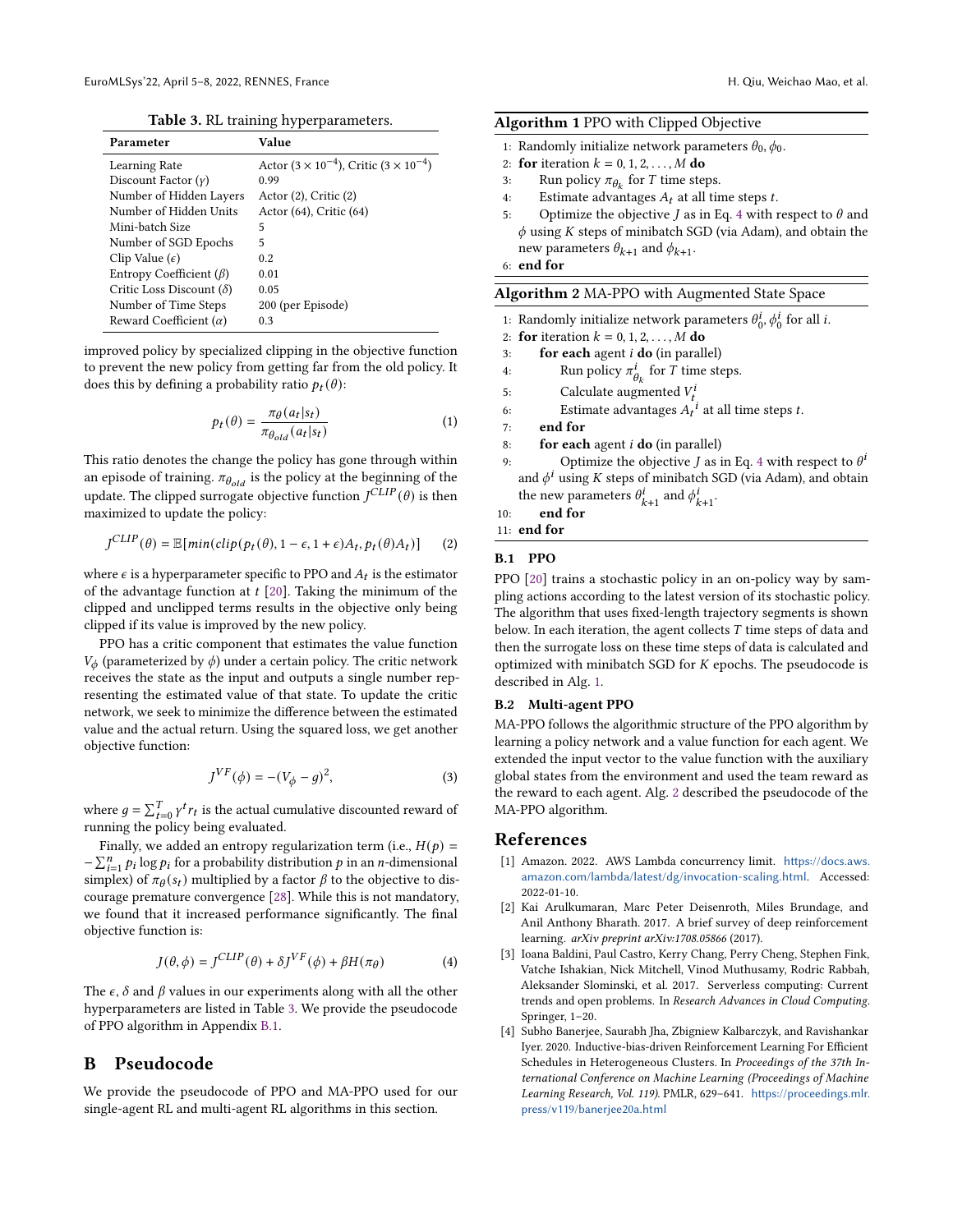Table 3. RL training hyperparameters.

| Parameter | Value |
|---|---|
| Learning Rate | Actor ($3 \times 10^{-4}$), Critic ($3 \times 10^{-4}$) |
| Discount Factor ($\gamma$) | 0.99 |
| Number of Hidden Layers | Actor (2), Critic (2) |
| Number of Hidden Units | Actor (64), Critic (64) |
| Mini-batch Size | 5 |
| Number of SGD Epochs | 5 |
| Clip Value ($\epsilon$) | 0.2 |
| Entropy Coefficient ($\beta$) | 0.01 |
| Critic Loss Discount ($\delta$) | 0.05 |
| Number of Time Steps | 200 (per Episode) |
| Reward Coefficient ($\alpha$) | 0.3 |

improved policy by specialized clipping in the objective function to prevent the new policy from getting far from the old policy. It does this by defining a probability ratio $p_t(\theta)$:

$$p_t(\theta) = \frac{\pi_\theta(a_t|s_t)}{\pi_{\theta_{old}}(a_t|s_t)} \tag{1}$$

This ratio denotes the change the policy has gone through within an episode of training. $\pi_{\theta_{old}}$ is the policy at the beginning of the update. The clipped surrogate objective function $J^{CLIP}(\theta)$ is then maximized to update the policy:

$$J^{CLIP}(\theta) = \mathbb{E}[min(clip(p_t(\theta), 1-\epsilon, 1+\epsilon)A_t, p_t(\theta)A_t)] \tag{2}$$

where $\epsilon$ is a hyperparameter specific to PPO and $A_t$ is the estimator of the advantage function at $t$ [20]. Taking the minimum of the clipped and unclipped terms results in the objective only being clipped if its value is improved by the new policy.

PPO has a critic component that estimates the value function $V_\phi$ (parameterized by $\phi$) under a certain policy. The critic network receives the state as the input and outputs a single number representing the estimated value of that state. To update the critic network, we seek to minimize the difference between the estimated value and the actual return. Using the squared loss, we get another objective function:

$$J^{VF}(\phi) = -(V_\phi - g)^2, \tag{3}$$

where $g = \sum_{t=0}^{T} \gamma^t r_t$ is the actual cumulative discounted reward of running the policy being evaluated.

Finally, we added an entropy regularization term (i.e., $H(p) = -\sum_{i=1}^{n} p_i \log p_i$ for a probability distribution $p$ in an $n$-dimensional simplex) of $\pi_\theta(s_t)$ multiplied by a factor $\beta$ to the objective to discourage premature convergence [28]. While this is not mandatory, we found that it increased performance significantly. The final objective function is:

$$J(\theta, \phi) = J^{CLIP}(\theta) + \delta J^{VF}(\phi) + \beta H(\pi_\theta) \tag{4}$$

The $\epsilon$, $\delta$ and $\beta$ values in our experiments along with all the other hyperparameters are listed in Table 3. We provide the pseudocode of PPO algorithm in Appendix B.1.

# B Pseudocode

We provide the pseudocode of PPO and MA-PPO used for our single-agent RL and multi-agent RL algorithms in this section.

**Algorithm 1** PPO with Clipped Objective

```
1: Randomly initialize network parameters θ_0, φ_0.
2: for iteration k = 0, 1, 2, ..., M do
3:     Run policy π_{θ_k} for T time steps.
4:     Estimate advantages A_t at all time steps t.
5:     Optimize the objective J as in Eq. 4 with respect to θ and
       φ using K steps of minibatch SGD (via Adam), and obtain the
       new parameters θ_{k+1} and φ_{k+1}.
6: end for
```

**Algorithm 2** MA-PPO with Augmented State Space

```
1: Randomly initialize network parameters θ_0^i, φ_0^i for all i.
2: for iteration k = 0, 1, 2, ..., M do
3:     for each agent i do (in parallel)
4:         Run policy π^i_{θ_k} for T time steps.
5:         Calculate augmented V_t^i
6:         Estimate advantages A_t^i at all time steps t.
7:     end for
8:     for each agent i do (in parallel)
9:         Optimize the objective J as in Eq. 4 with respect to θ^i
       and φ^i using K steps of minibatch SGD (via Adam), and obtain
       the new parameters θ^i_{k+1} and φ^i_{k+1}.
10:    end for
11: end for
```

## B.1 PPO

PPO [20] trains a stochastic policy in an on-policy way by sampling actions according to the latest version of its stochastic policy. The algorithm that uses fixed-length trajectory segments is shown below. In each iteration, the agent collects $T$ time steps of data and then the surrogate loss on these time steps of data is calculated and optimized with minibatch SGD for $K$ epochs. The pseudocode is described in Alg. 1.

## B.2 Multi-agent PPO

MA-PPO follows the algorithmic structure of the PPO algorithm by learning a policy network and a value function for each agent. We extended the input vector to the value function with the auxiliary global states from the environment and used the team reward as the reward to each agent. Alg. 2 described the pseudocode of the MA-PPO algorithm.

# References

[1] Amazon. 2022. AWS Lambda concurrency limit. https://docs.aws.amazon.com/lambda/latest/dg/invocation-scaling.html. Accessed: 2022-01-10.

[2] Kai Arulkumaran, Marc Peter Deisenroth, Miles Brundage, and Anil Anthony Bharath. 2017. A brief survey of deep reinforcement learning. *arXiv preprint arXiv:1708.05866* (2017).

[3] Ioana Baldini, Paul Castro, Kerry Chang, Perry Cheng, Stephen Fink, Vatche Ishakian, Nick Mitchell, Vinod Muthusamy, Rodric Rabbah, Aleksander Slominski, et al. 2017. Serverless computing: Current trends and open problems. In *Research Advances in Cloud Computing*. Springer, 1–20.

[4] Subho Banerjee, Saurabh Jha, Zbigniew Kalbarczyk, and Ravishankar Iyer. 2020. Inductive-bias-driven Reinforcement Learning For Efficient Schedules in Heterogeneous Clusters. In *Proceedings of the 37th International Conference on Machine Learning (Proceedings of Machine Learning Research, Vol. 119)*. PMLR, 629–641. https://proceedings.mlr.press/v119/banerjee20a.html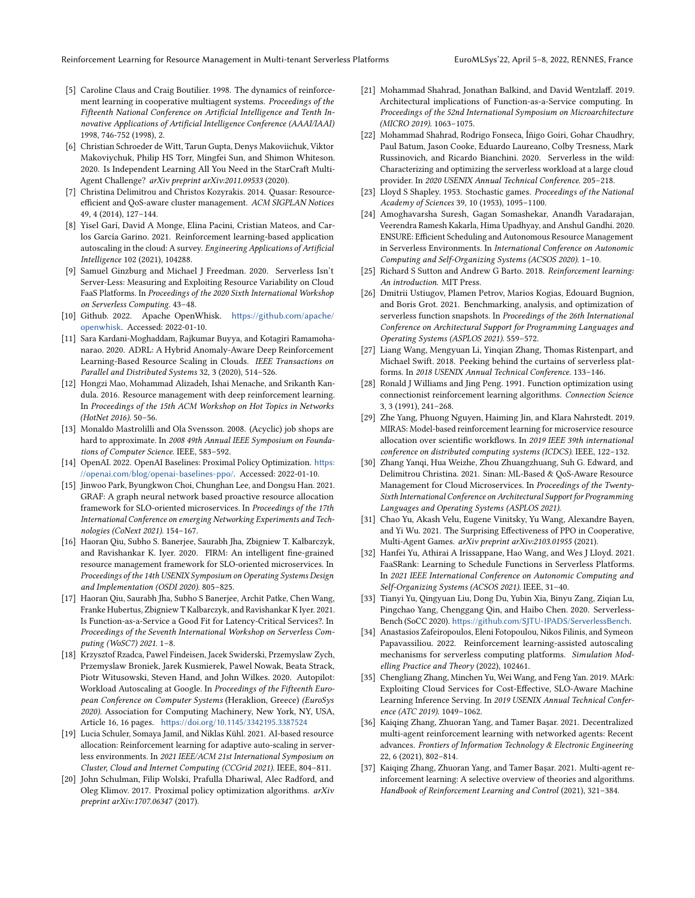[5] Caroline Claus and Craig Boutilier. 1998. The dynamics of reinforcement learning in cooperative multiagent systems. *Proceedings of the Fifteenth National Conference on Artificial Intelligence and Tenth Innovative Applications of Artificial Intelligence Conference (AAAI/IAAI)* 1998, 746-752 (1998), 2.

[6] Christian Schroeder de Witt, Tarun Gupta, Denys Makoviichuk, Viktor Makoviychuk, Philip HS Torr, Mingfei Sun, and Shimon Whiteson. 2020. Is Independent Learning All You Need in the StarCraft Multi-Agent Challenge? *arXiv preprint arXiv:2011.09533* (2020).

[7] Christina Delimitrou and Christos Kozyrakis. 2014. Quasar: Resource-efficient and QoS-aware cluster management. *ACM SIGPLAN Notices* 49, 4 (2014), 127–144.

[8] Yisel Garí, David A Monge, Elina Pacini, Cristian Mateos, and Carlos García Garino. 2021. Reinforcement learning-based application autoscaling in the cloud: A survey. *Engineering Applications of Artificial Intelligence* 102 (2021), 104288.

[9] Samuel Ginzburg and Michael J Freedman. 2020. Serverless Isn't Server-Less: Measuring and Exploiting Resource Variability on Cloud FaaS Platforms. In *Proceedings of the 2020 Sixth International Workshop on Serverless Computing*. 43–48.

[10] Github. 2022. Apache OpenWhisk. https://github.com/apache/openwhisk. Accessed: 2022-01-10.

[11] Sara Kardani-Moghaddam, Rajkumar Buyya, and Kotagiri Ramamohanarao. 2020. ADRL: A Hybrid Anomaly-Aware Deep Reinforcement Learning-Based Resource Scaling in Clouds. *IEEE Transactions on Parallel and Distributed Systems* 32, 3 (2020), 514–526.

[12] Hongzi Mao, Mohammad Alizadeh, Ishai Menache, and Srikanth Kandula. 2016. Resource management with deep reinforcement learning. In *Proceedings of the 15th ACM Workshop on Hot Topics in Networks (HotNet 2016)*. 50–56.

[13] Monaldo Mastrolilli and Ola Svensson. 2008. (Acyclic) job shops are hard to approximate. In *2008 49th Annual IEEE Symposium on Foundations of Computer Science*. IEEE, 583–592.

[14] OpenAI. 2022. OpenAI Baselines: Proximal Policy Optimization. https://openai.com/blog/openai-baselines-ppo/. Accessed: 2022-01-10.

[15] Jinwoo Park, Byungkwon Choi, Chunghan Lee, and Dongsu Han. 2021. GRAF: A graph neural network based proactive resource allocation framework for SLO-oriented microservices. In *Proceedings of the 17th International Conference on emerging Networking Experiments and Technologies (CoNext 2021)*. 154–167.

[16] Haoran Qiu, Subho S. Banerjee, Saurabh Jha, Zbigniew T. Kalbarczyk, and Ravishankar K. Iyer. 2020. FIRM: An intelligent fine-grained resource management framework for SLO-oriented microservices. In *Proceedings of the 14th USENIX Symposium on Operating Systems Design and Implementation (OSDI 2020)*. 805–825.

[17] Haoran Qiu, Saurabh Jha, Subho S Banerjee, Archit Patke, Chen Wang, Franke Hubertus, Zbigniew T Kalbarczyk, and Ravishankar K Iyer. 2021. Is Function-as-a-Service a Good Fit for Latency-Critical Services?. In *Proceedings of the Seventh International Workshop on Serverless Computing (WoSC7) 2021*. 1–8.

[18] Krzysztof Rzadca, Pawel Findeisen, Jacek Swiderski, Przemyslaw Zych, Przemyslaw Broniek, Jarek Kusmierek, Pawel Nowak, Beata Strack, Piotr Witusowski, Steven Hand, and John Wilkes. 2020. Autopilot: Workload Autoscaling at Google. In *Proceedings of the Fifteenth European Conference on Computer Systems* (Heraklion, Greece) *(EuroSys 2020)*. Association for Computing Machinery, New York, NY, USA, Article 16, 16 pages. https://doi.org/10.1145/3342195.3387524

[19] Lucia Schuler, Somaya Jamil, and Niklas Kühl. 2021. AI-based resource allocation: Reinforcement learning for adaptive auto-scaling in serverless environments. In *2021 IEEE/ACM 21st International Symposium on Cluster, Cloud and Internet Computing (CCGrid 2021)*. IEEE, 804–811.

[20] John Schulman, Filip Wolski, Prafulla Dhariwal, Alec Radford, and Oleg Klimov. 2017. Proximal policy optimization algorithms. *arXiv preprint arXiv:1707.06347* (2017).

[21] Mohammad Shahrad, Jonathan Balkind, and David Wentzlaff. 2019. Architectural implications of Function-as-a-Service computing. In *Proceedings of the 52nd International Symposium on Microarchitecture (MICRO 2019)*. 1063–1075.

[22] Mohammad Shahrad, Rodrigo Fonseca, Íñigo Goiri, Gohar Chaudhry, Paul Batum, Jason Cooke, Eduardo Laureano, Colby Tresness, Mark Russinovich, and Ricardo Bianchini. 2020. Serverless in the wild: Characterizing and optimizing the serverless workload at a large cloud provider. In *2020 USENIX Annual Technical Conference*. 205–218.

[23] Lloyd S Shapley. 1953. Stochastic games. *Proceedings of the National Academy of Sciences* 39, 10 (1953), 1095–1100.

[24] Amoghavarsha Suresh, Gagan Somashekar, Anandh Varadarajan, Veerendra Ramesh Kakarla, Hima Upadhyay, and Anshul Gandhi. 2020. ENSURE: Efficient Scheduling and Autonomous Resource Management in Serverless Environments. In *International Conference on Autonomic Computing and Self-Organizing Systems (ACSOS 2020)*. 1–10.

[25] Richard S Sutton and Andrew G Barto. 2018. *Reinforcement learning: An introduction*. MIT Press.

[26] Dmitrii Ustiugov, Plamen Petrov, Marios Kogias, Edouard Bugnion, and Boris Grot. 2021. Benchmarking, analysis, and optimization of serverless function snapshots. In *Proceedings of the 26th International Conference on Architectural Support for Programming Languages and Operating Systems (ASPLOS 2021)*. 559–572.

[27] Liang Wang, Mengyuan Li, Yinqian Zhang, Thomas Ristenpart, and Michael Swift. 2018. Peeking behind the curtains of serverless platforms. In *2018 USENIX Annual Technical Conference*. 133–146.

[28] Ronald J Williams and Jing Peng. 1991. Function optimization using connectionist reinforcement learning algorithms. *Connection Science* 3, 3 (1991), 241–268.

[29] Zhe Yang, Phuong Nguyen, Haiming Jin, and Klara Nahrstedt. 2019. MIRAS: Model-based reinforcement learning for microservice resource allocation over scientific workflows. In *2019 IEEE 39th international conference on distributed computing systems (ICDCS)*. IEEE, 122–132.

[30] Zhang Yanqi, Hua Weizhe, Zhou Zhuangzhuang, Suh G. Edward, and Delimitrou Christina. 2021. Sinan: ML-Based & QoS-Aware Resource Management for Cloud Microservices. In *Proceedings of the Twenty-Sixth International Conference on Architectural Support for Programming Languages and Operating Systems (ASPLOS 2021)*.

[31] Chao Yu, Akash Velu, Eugene Vinitsky, Yu Wang, Alexandre Bayen, and Yi Wu. 2021. The Surprising Effectiveness of PPO in Cooperative, Multi-Agent Games. *arXiv preprint arXiv:2103.01955* (2021).

[32] Hanfei Yu, Athirai A Irissappane, Hao Wang, and Wes J Lloyd. 2021. FaaSRank: Learning to Schedule Functions in Serverless Platforms. In *2021 IEEE International Conference on Autonomic Computing and Self-Organizing Systems (ACSOS 2021)*. IEEE, 31–40.

[33] Tianyi Yu, Qingyuan Liu, Dong Du, Yubin Xia, Binyu Zang, Ziqian Lu, Pingchao Yang, Chenggang Qin, and Haibo Chen. 2020. Serverless-Bench (SoCC 2020). https://github.com/SJTU-IPADS/ServerlessBench.

[34] Anastasios Zafeiropoulos, Eleni Fotopoulou, Nikos Filinis, and Symeon Papavassiliou. 2022. Reinforcement learning-assisted autoscaling mechanisms for serverless computing platforms. *Simulation Modelling Practice and Theory* (2022), 102461.

[35] Chengliang Zhang, Minchen Yu, Wei Wang, and Feng Yan. 2019. MArk: Exploiting Cloud Services for Cost-Effective, SLO-Aware Machine Learning Inference Serving. In *2019 USENIX Annual Technical Conference (ATC 2019)*. 1049–1062.

[36] Kaiqing Zhang, Zhuoran Yang, and Tamer Başar. 2021. Decentralized multi-agent reinforcement learning with networked agents: Recent advances. *Frontiers of Information Technology & Electronic Engineering* 22, 6 (2021), 802–814.

[37] Kaiqing Zhang, Zhuoran Yang, and Tamer Başar. 2021. Multi-agent reinforcement learning: A selective overview of theories and algorithms. *Handbook of Reinforcement Learning and Control* (2021), 321–384.